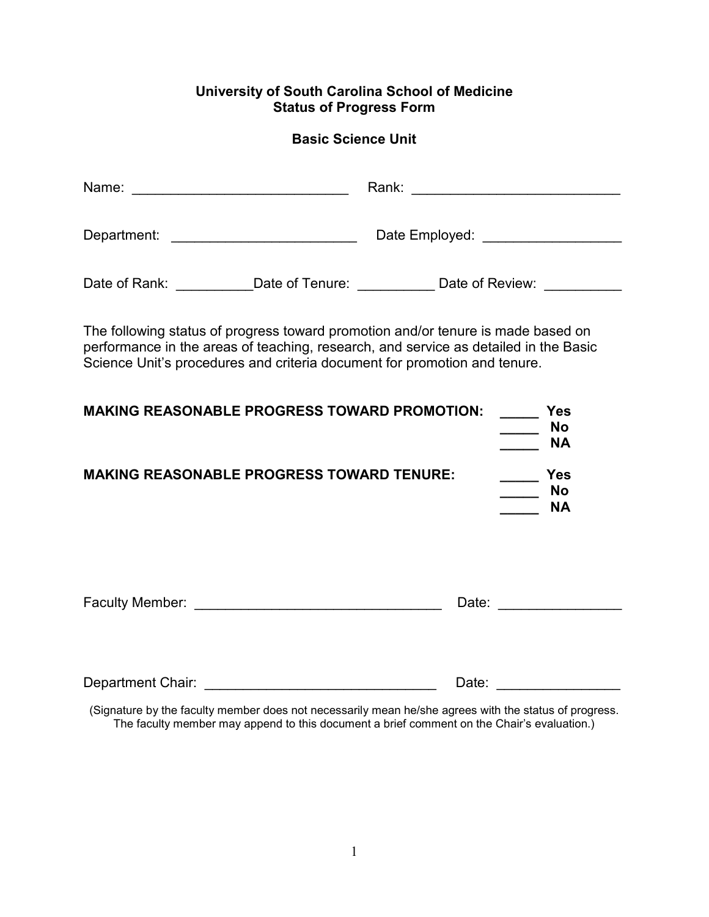**University of South Carolina School of Medicine**
**Status of Progress Form**

**Basic Science Unit**

Name: ____________________________ Rank: ___________________________

Department: ________________________ Date Employed: _________________

Date of Rank: __________Date of Tenure: __________ Date of Review: __________

The following status of progress toward promotion and/or tenure is made based on performance in the areas of teaching, research, and service as detailed in the Basic Science Unit's procedures and criteria document for promotion and tenure.

**MAKING REASONABLE PROGRESS TOWARD PROMOTION:**

_____ **Yes**
_____ **No**
_____ **NA**

**MAKING REASONABLE PROGRESS TOWARD TENURE:**

_____ **Yes**
_____ **No**
_____ **NA**

Faculty Member: ________________________________ Date: _______________

Department Chair: ______________________________ Date: _______________

(Signature by the faculty member does not necessarily mean he/she agrees with the status of progress. The faculty member may append to this document a brief comment on the Chair's evaluation.)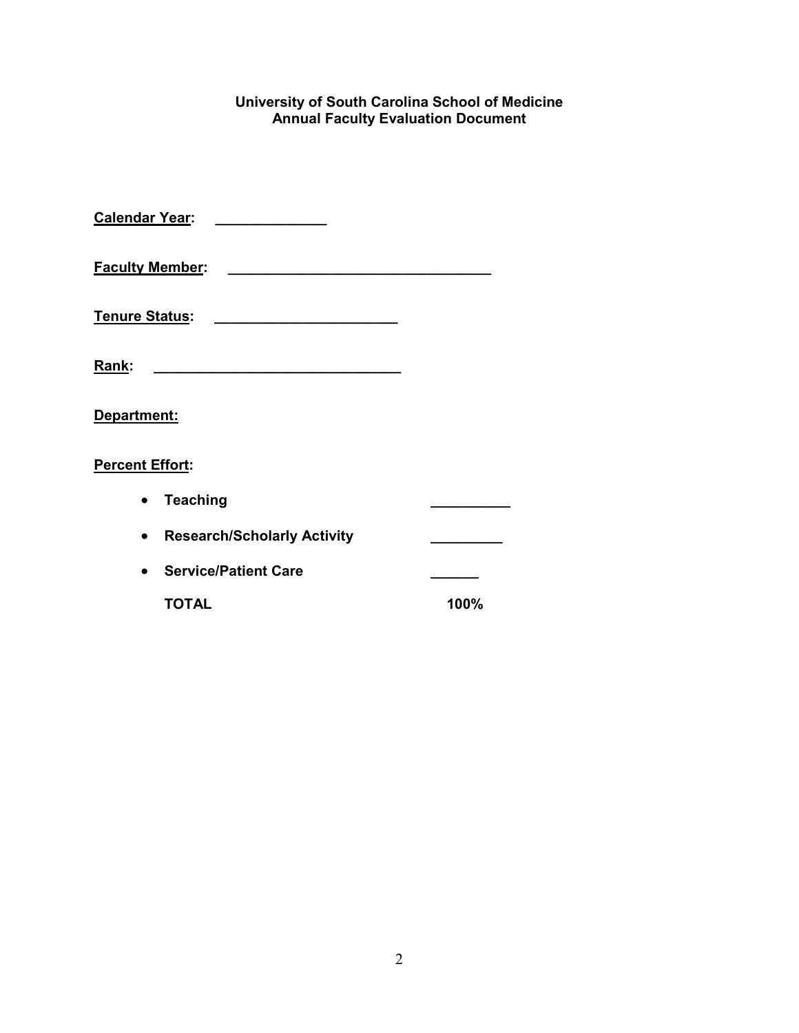# University of South Carolina School of Medicine
## Annual Faculty Evaluation Document

**Calendar Year:** ______________

**Faculty Member:** _________________________________

**Tenure Status:** _______________________

**Rank:** _______________________________

**Department:**

**Percent Effort:**

- **Teaching** __________
- **Research/Scholarly Activity** _________
- **Service/Patient Care** ______

**TOTAL** **100%**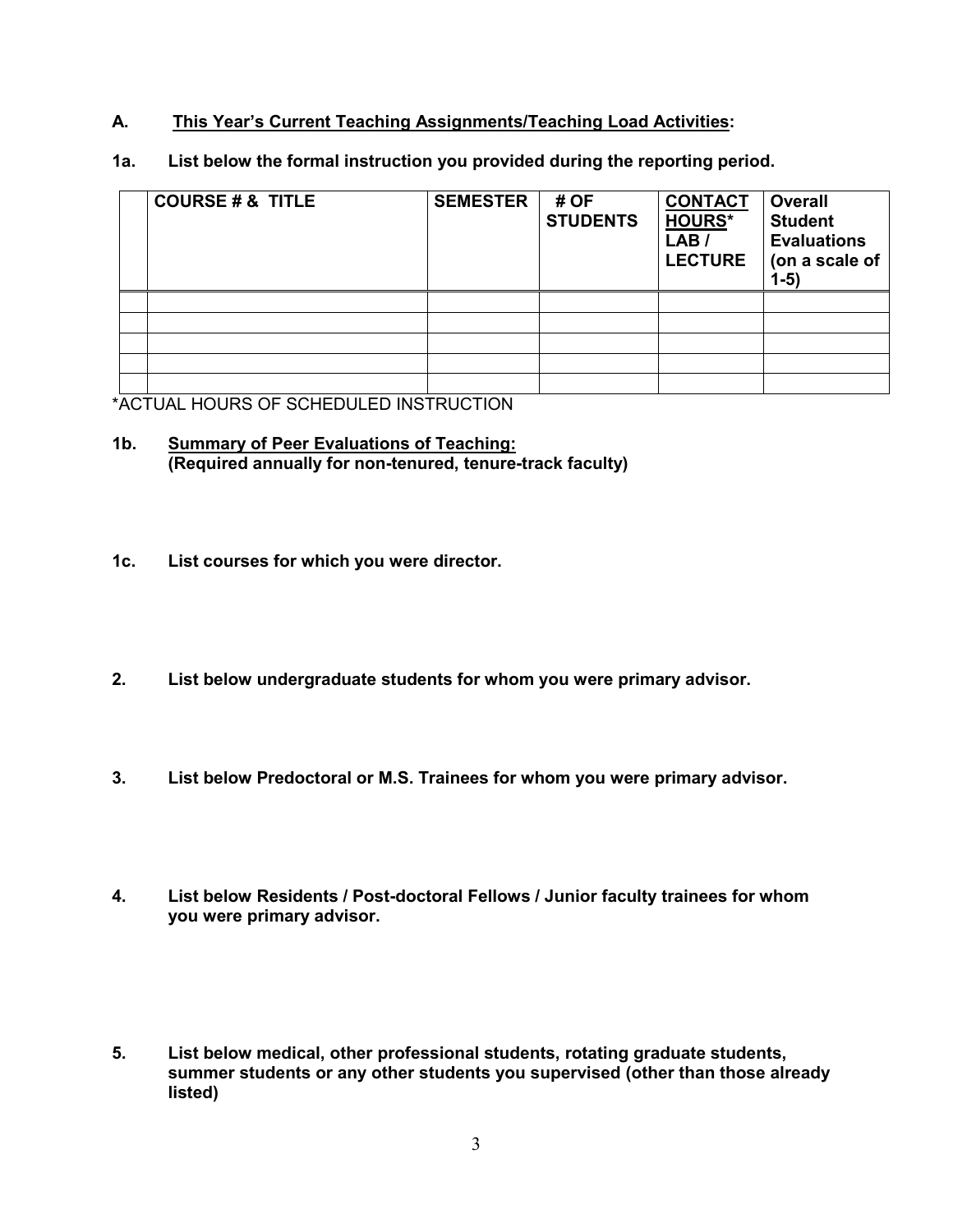**A. This Year's Current Teaching Assignments/Teaching Load Activities:**

**1a. List below the formal instruction you provided during the reporting period.**

| | COURSE # & TITLE | SEMESTER | # OF STUDENTS | CONTACT HOURS* LAB / LECTURE | Overall Student Evaluations (on a scale of 1-5) |
|---|---|---|---|---|---|
| | | | | | |
| | | | | | |
| | | | | | |
| | | | | | |
| | | | | | |

*ACTUAL HOURS OF SCHEDULED INSTRUCTION

**1b. Summary of Peer Evaluations of Teaching:**
**(Required annually for non-tenured, tenure-track faculty)**

**1c. List courses for which you were director.**

**2. List below undergraduate students for whom you were primary advisor.**

**3. List below Predoctoral or M.S. Trainees for whom you were primary advisor.**

**4. List below Residents / Post-doctoral Fellows / Junior faculty trainees for whom you were primary advisor.**

**5. List below medical, other professional students, rotating graduate students, summer students or any other students you supervised (other than those already listed)**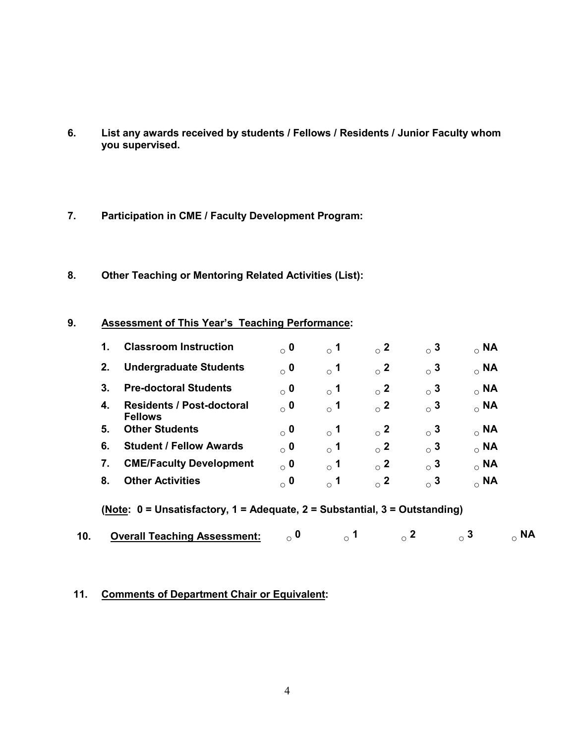**6. List any awards received by students / Fellows / Residents / Junior Faculty whom you supervised.**

**7. Participation in CME / Faculty Development Program:**

**8. Other Teaching or Mentoring Related Activities (List):**

**9. <u>Assessment of This Year's Teaching Performance</u>:**

| | | | | | | |
|---|---|---|---|---|---|---|
| **1.** | **Classroom Instruction** | ○ **0** | ○ **1** | ○ **2** | ○ **3** | ○ **NA** |
| **2.** | **Undergraduate Students** | ○ **0** | ○ **1** | ○ **2** | ○ **3** | ○ **NA** |
| **3.** | **Pre-doctoral Students** | ○ **0** | ○ **1** | ○ **2** | ○ **3** | ○ **NA** |
| **4.** | **Residents / Post-doctoral Fellows** | ○ **0** | ○ **1** | ○ **2** | ○ **3** | ○ **NA** |
| **5.** | **Other Students** | ○ **0** | ○ **1** | ○ **2** | ○ **3** | ○ **NA** |
| **6.** | **Student / Fellow Awards** | ○ **0** | ○ **1** | ○ **2** | ○ **3** | ○ **NA** |
| **7.** | **CME/Faculty Development** | ○ **0** | ○ **1** | ○ **2** | ○ **3** | ○ **NA** |
| **8.** | **Other Activities** | ○ **0** | ○ **1** | ○ **2** | ○ **3** | ○ **NA** |

**(<u>Note</u>: 0 = Unsatisfactory, 1 = Adequate, 2 = Substantial, 3 = Outstanding)**

**10. <u>Overall Teaching Assessment:</u>** ○ **0** ○ **1** ○ **2** ○ **3** ○ **NA**

**11. <u>Comments of Department Chair or Equivalent</u>:**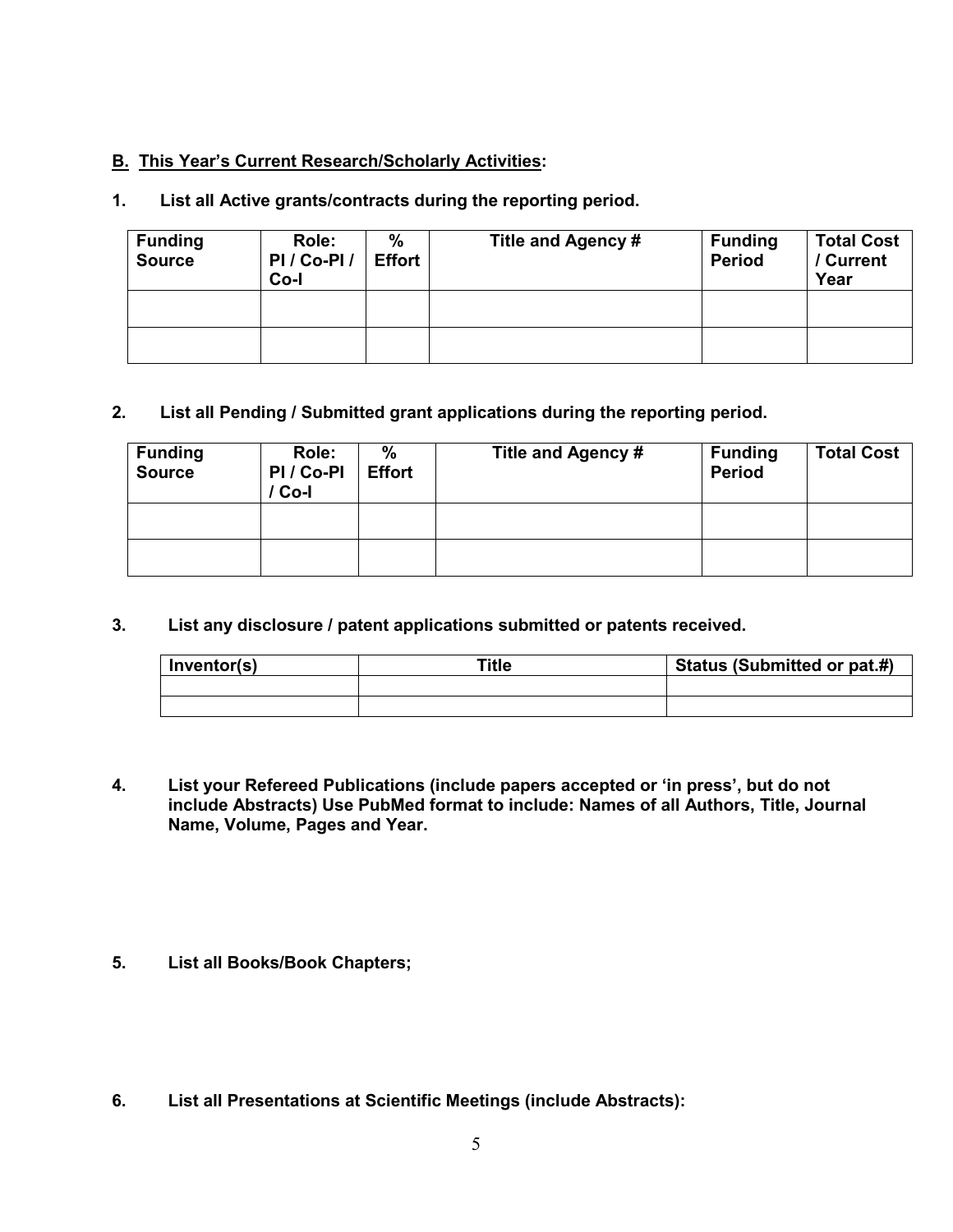**B. <u>This Year's Current Research/Scholarly Activities</u>:**

**1. List all Active grants/contracts during the reporting period.**

| Funding Source | Role: PI / Co-PI / Co-I | % Effort | Title and Agency # | Funding Period | Total Cost / Current Year |
|---|---|---|---|---|---|
| | | | | | |
| | | | | | |

**2. List all Pending / Submitted grant applications during the reporting period.**

| Funding Source | Role: PI / Co-PI / Co-I | % Effort | Title and Agency # | Funding Period | Total Cost |
|---|---|---|---|---|---|
| | | | | | |
| | | | | | |

**3. List any disclosure / patent applications submitted or patents received.**

| Inventor(s) | Title | Status (Submitted or pat.#) |
|---|---|---|
| | | |
| | | |

**4. List your Refereed Publications (include papers accepted or 'in press', but do not include Abstracts) Use PubMed format to include: Names of all Authors, Title, Journal Name, Volume, Pages and Year.**

**5. List all Books/Book Chapters;**

**6. List all Presentations at Scientific Meetings (include Abstracts):**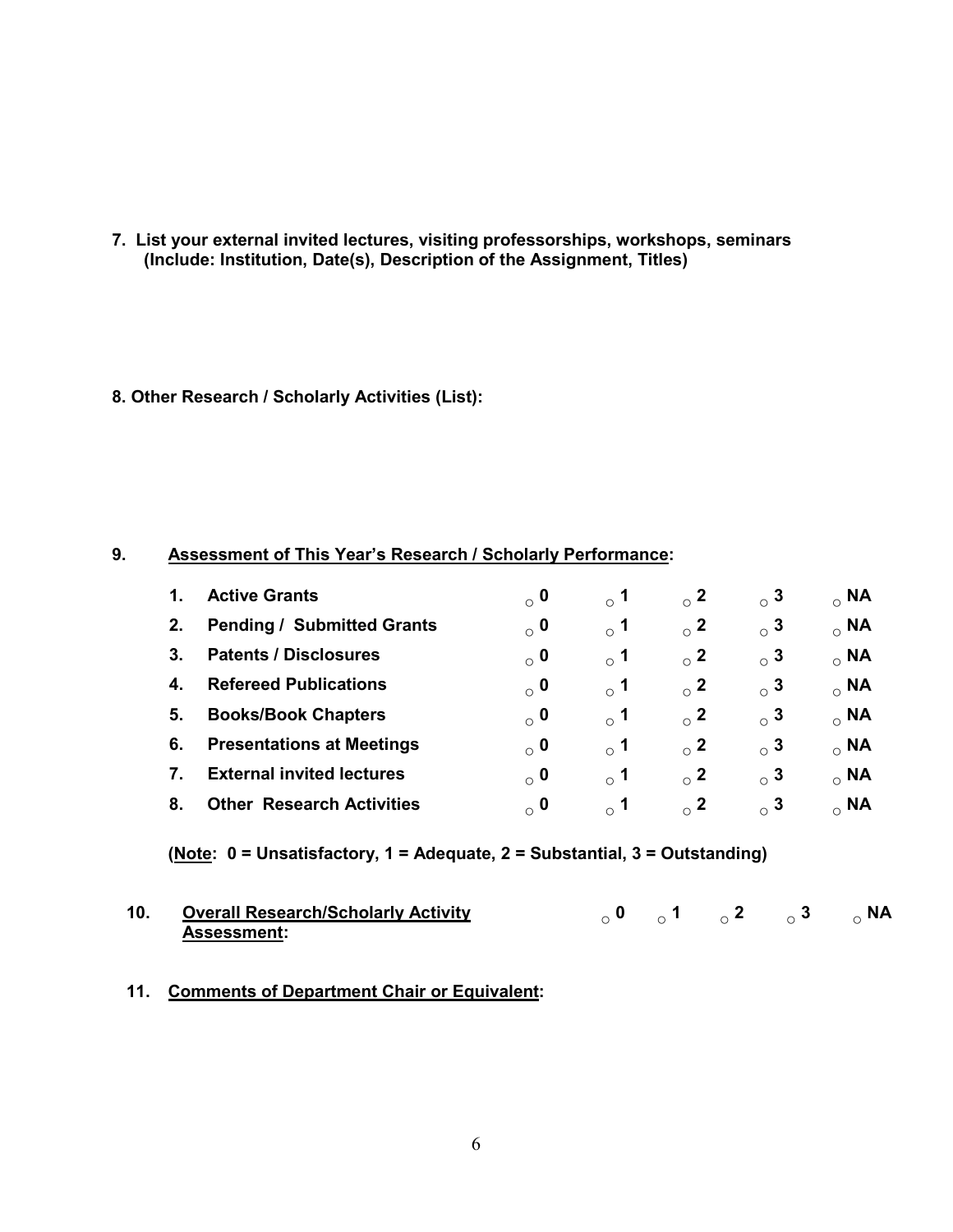**7. List your external invited lectures, visiting professorships, workshops, seminars (Include: Institution, Date(s), Description of the Assignment, Titles)**

**8. Other Research / Scholarly Activities (List):**

**9. <u>Assessment of This Year's Research / Scholarly Performance</u>:**

| | | | | | | |
|---|---|---|---|---|---|---|
| **1.** | **Active Grants** | ○ **0** | ○ **1** | ○ **2** | ○ **3** | ○ **NA** |
| **2.** | **Pending / Submitted Grants** | ○ **0** | ○ **1** | ○ **2** | ○ **3** | ○ **NA** |
| **3.** | **Patents / Disclosures** | ○ **0** | ○ **1** | ○ **2** | ○ **3** | ○ **NA** |
| **4.** | **Refereed Publications** | ○ **0** | ○ **1** | ○ **2** | ○ **3** | ○ **NA** |
| **5.** | **Books/Book Chapters** | ○ **0** | ○ **1** | ○ **2** | ○ **3** | ○ **NA** |
| **6.** | **Presentations at Meetings** | ○ **0** | ○ **1** | ○ **2** | ○ **3** | ○ **NA** |
| **7.** | **External invited lectures** | ○ **0** | ○ **1** | ○ **2** | ○ **3** | ○ **NA** |
| **8.** | **Other Research Activities** | ○ **0** | ○ **1** | ○ **2** | ○ **3** | ○ **NA** |

**(<u>Note</u>: 0 = Unsatisfactory, 1 = Adequate, 2 = Substantial, 3 = Outstanding)**

**10. <u>Overall Research/Scholarly Activity Assessment</u>:** ○ **0** ○ **1** ○ **2** ○ **3** ○ **NA**

**11. <u>Comments of Department Chair or Equivalent</u>:**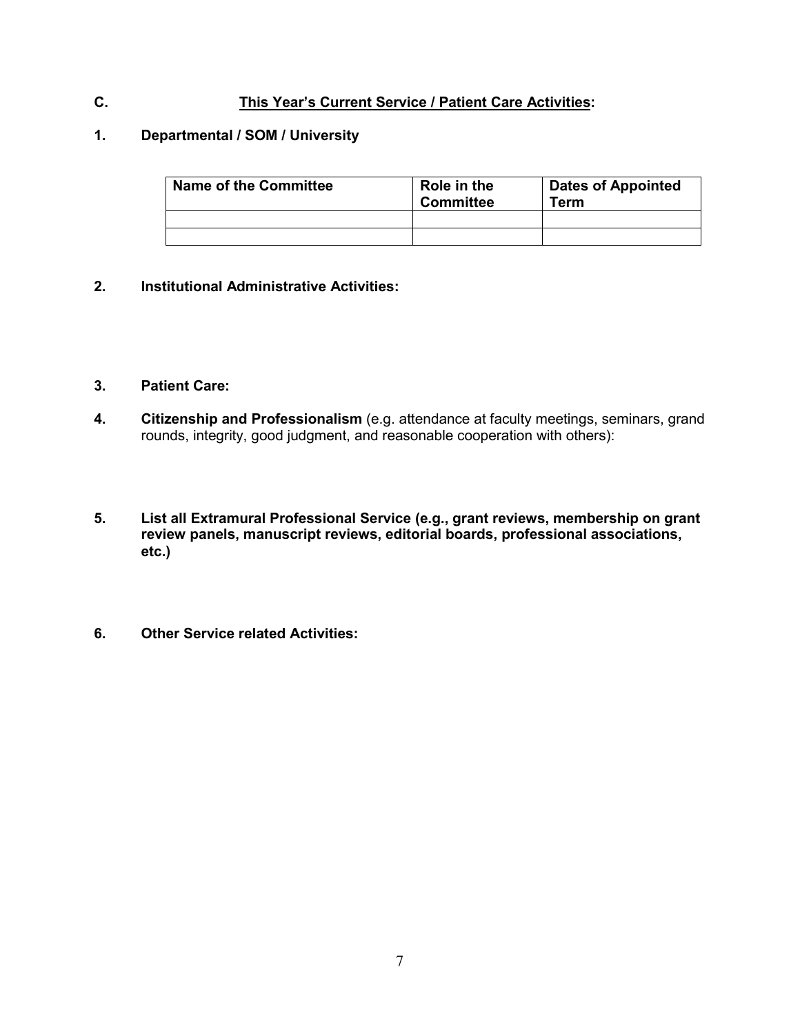## C. <u>This Year's Current Service / Patient Care Activities</u>:

**1. Departmental / SOM / University**

| Name of the Committee | Role in the Committee | Dates of Appointed Term |
|---|---|---|
| | | |
| | | |

**2. Institutional Administrative Activities:**

**3. Patient Care:**

**4. Citizenship and Professionalism** (e.g. attendance at faculty meetings, seminars, grand rounds, integrity, good judgment, and reasonable cooperation with others):

**5. List all Extramural Professional Service (e.g., grant reviews, membership on grant review panels, manuscript reviews, editorial boards, professional associations, etc.)**

**6. Other Service related Activities:**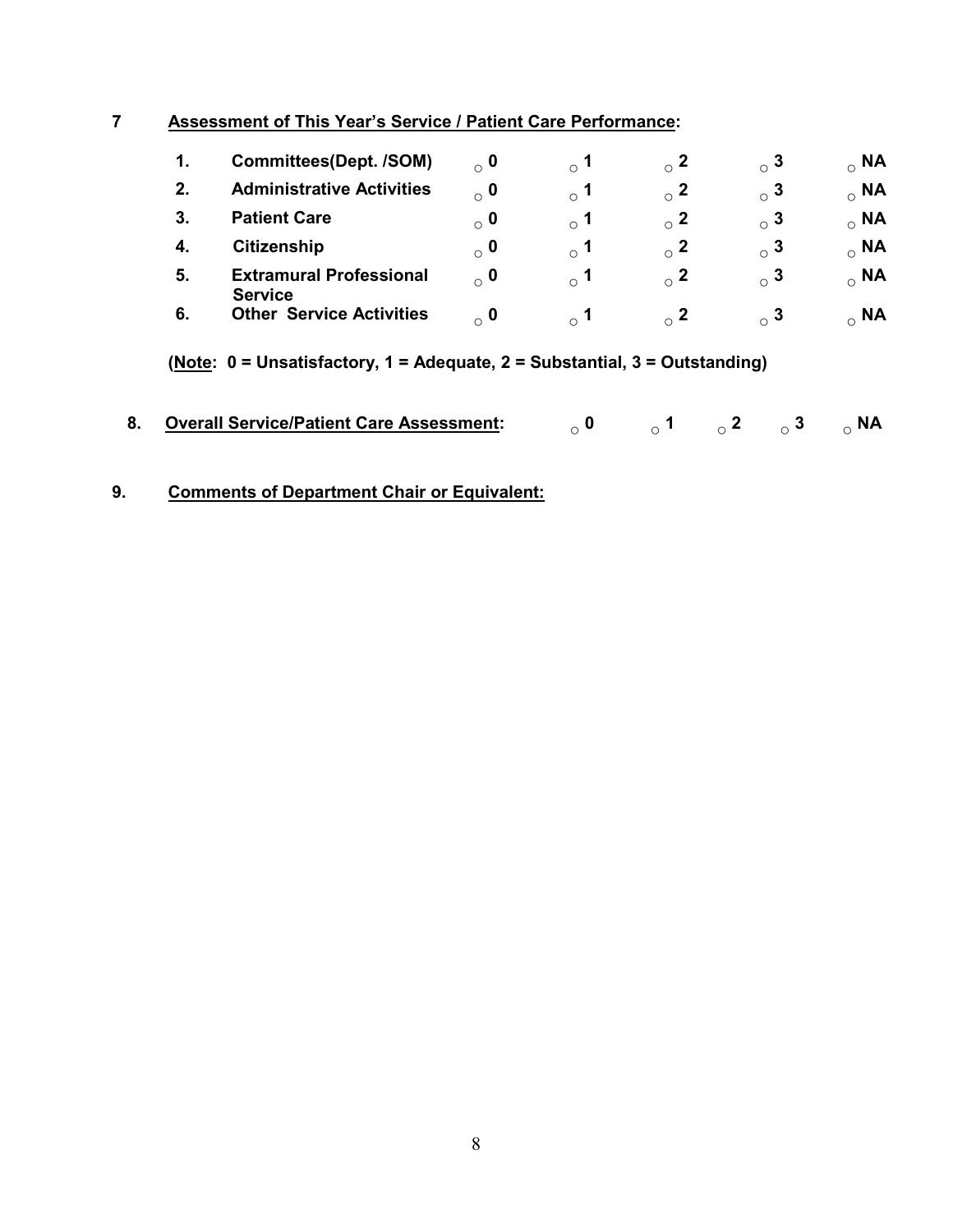**7 Assessment of This Year's Service / Patient Care Performance:**

| | | | | | | |
|---|---|---|---|---|---|---|
| **1.** | **Committees(Dept. /SOM)** | ○ **0** | ○ **1** | ○ **2** | ○ **3** | ○ **NA** |
| **2.** | **Administrative Activities** | ○ **0** | ○ **1** | ○ **2** | ○ **3** | ○ **NA** |
| **3.** | **Patient Care** | ○ **0** | ○ **1** | ○ **2** | ○ **3** | ○ **NA** |
| **4.** | **Citizenship** | ○ **0** | ○ **1** | ○ **2** | ○ **3** | ○ **NA** |
| **5.** | **Extramural Professional Service** | ○ **0** | ○ **1** | ○ **2** | ○ **3** | ○ **NA** |
| **6.** | **Other Service Activities** | ○ **0** | ○ **1** | ○ **2** | ○ **3** | ○ **NA** |

**(Note: 0 = Unsatisfactory, 1 = Adequate, 2 = Substantial, 3 = Outstanding)**

**8. Overall Service/Patient Care Assessment:** ○ **0** ○ **1** ○ **2** ○ **3** ○ **NA**

**9. Comments of Department Chair or Equivalent:**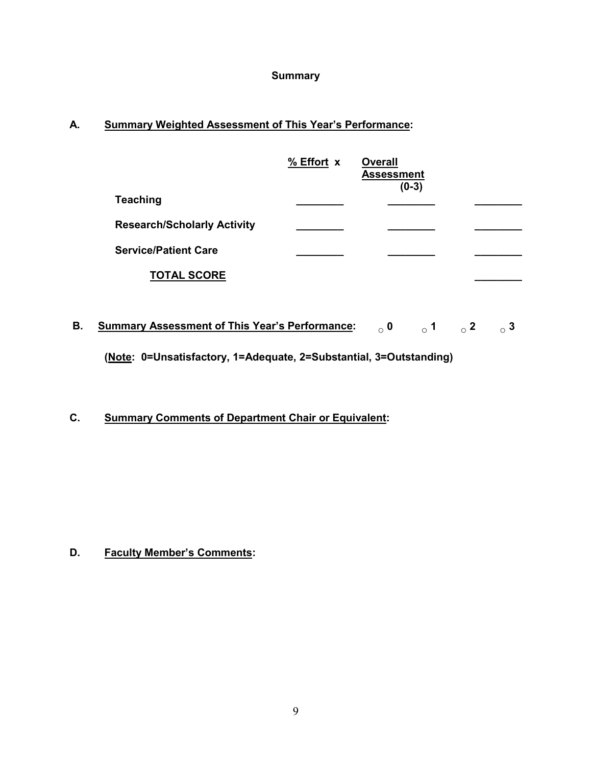## Summary

**A. Summary Weighted Assessment of This Year's Performance:**

| | % Effort x | Overall Assessment (0-3) | |
|---|---|---|---|
| **Teaching** | ________ | ________ | ________ |
| **Research/Scholarly Activity** | ________ | ________ | ________ |
| **Service/Patient Care** | ________ | ________ | ________ |
| **TOTAL SCORE** | | | ________ |

**B. Summary Assessment of This Year's Performance:** ○ **0** ○ **1** ○ **2** ○ **3**

**(Note: 0=Unsatisfactory, 1=Adequate, 2=Substantial, 3=Outstanding)**

**C. Summary Comments of Department Chair or Equivalent:**

**D. Faculty Member's Comments:**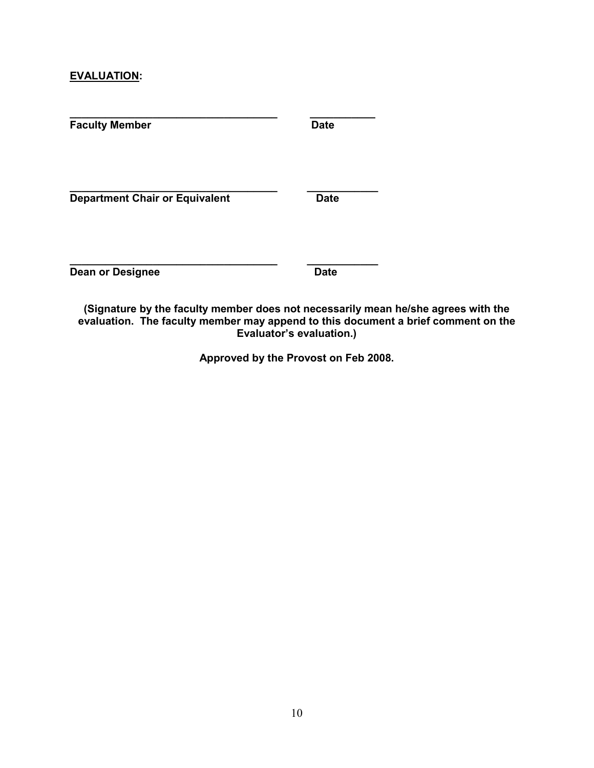**<u>EVALUATION</u>:**

\_\_\_\_\_\_\_\_\_\_\_\_\_\_\_\_\_\_\_\_\_\_\_\_\_\_\_\_\_\_\_\_\_\_\_\_ \_\_\_\_\_\_\_\_\_\_\_
**Faculty Member** **Date**

\_\_\_\_\_\_\_\_\_\_\_\_\_\_\_\_\_\_\_\_\_\_\_\_\_\_\_\_\_\_\_\_\_\_\_\_ \_\_\_\_\_\_\_\_\_\_\_\_
**Department Chair or Equivalent** **Date**

\_\_\_\_\_\_\_\_\_\_\_\_\_\_\_\_\_\_\_\_\_\_\_\_\_\_\_\_\_\_\_\_\_\_\_\_ \_\_\_\_\_\_\_\_\_\_\_\_
**Dean or Designee** **Date**

**(Signature by the faculty member does not necessarily mean he/she agrees with the evaluation. The faculty member may append to this document a brief comment on the Evaluator's evaluation.)**

**Approved by the Provost on Feb 2008.**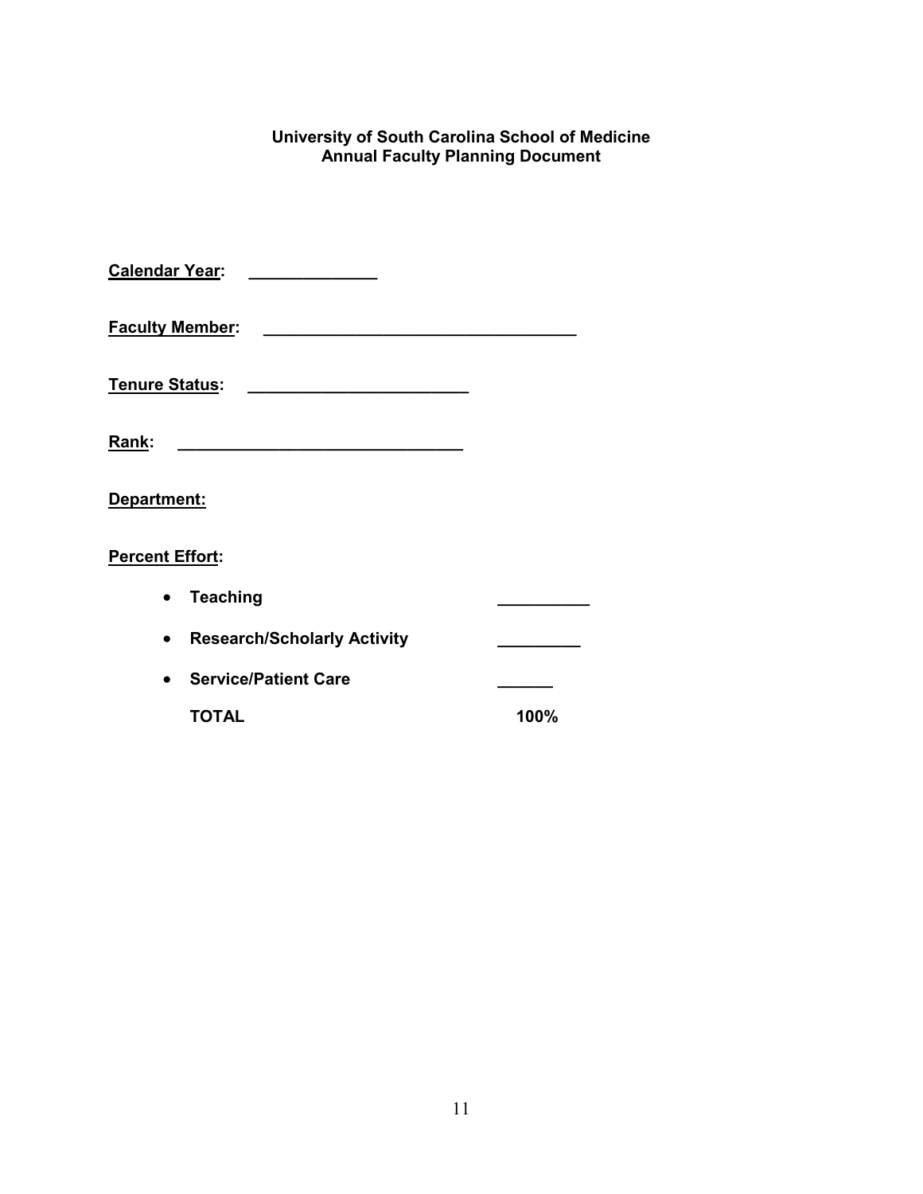**University of South Carolina School of Medicine**
**Annual Faculty Planning Document**

**Calendar Year:** ______________

**Faculty Member:** ___________________________________

**Tenure Status:** ________________________

**Rank:** _______________________________

**Department:**

**Percent Effort:**

- **Teaching** __________
- **Research/Scholarly Activity** _________
- **Service/Patient Care** ______

  **TOTAL** **100%**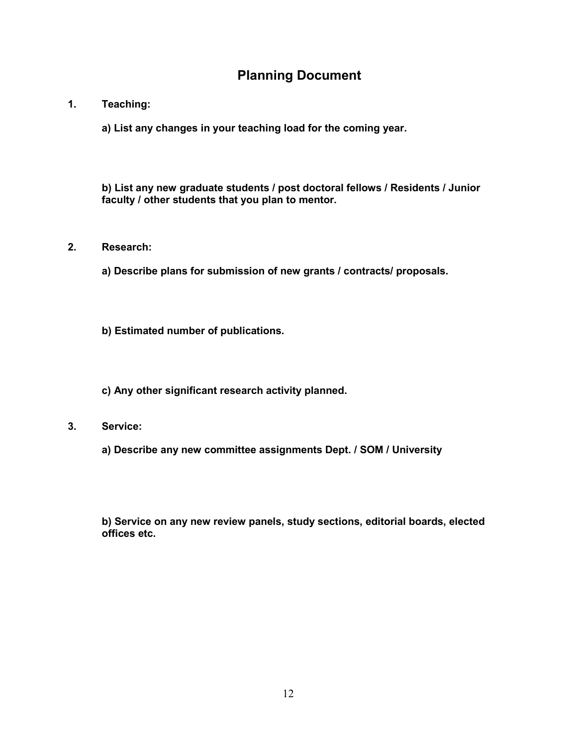# Planning Document

**1. Teaching:**

**a) List any changes in your teaching load for the coming year.**

**b) List any new graduate students / post doctoral fellows / Residents / Junior faculty / other students that you plan to mentor.**

**2. Research:**

**a) Describe plans for submission of new grants / contracts/ proposals.**

**b) Estimated number of publications.**

**c) Any other significant research activity planned.**

**3. Service:**

**a) Describe any new committee assignments Dept. / SOM / University**

**b) Service on any new review panels, study sections, editorial boards, elected offices etc.**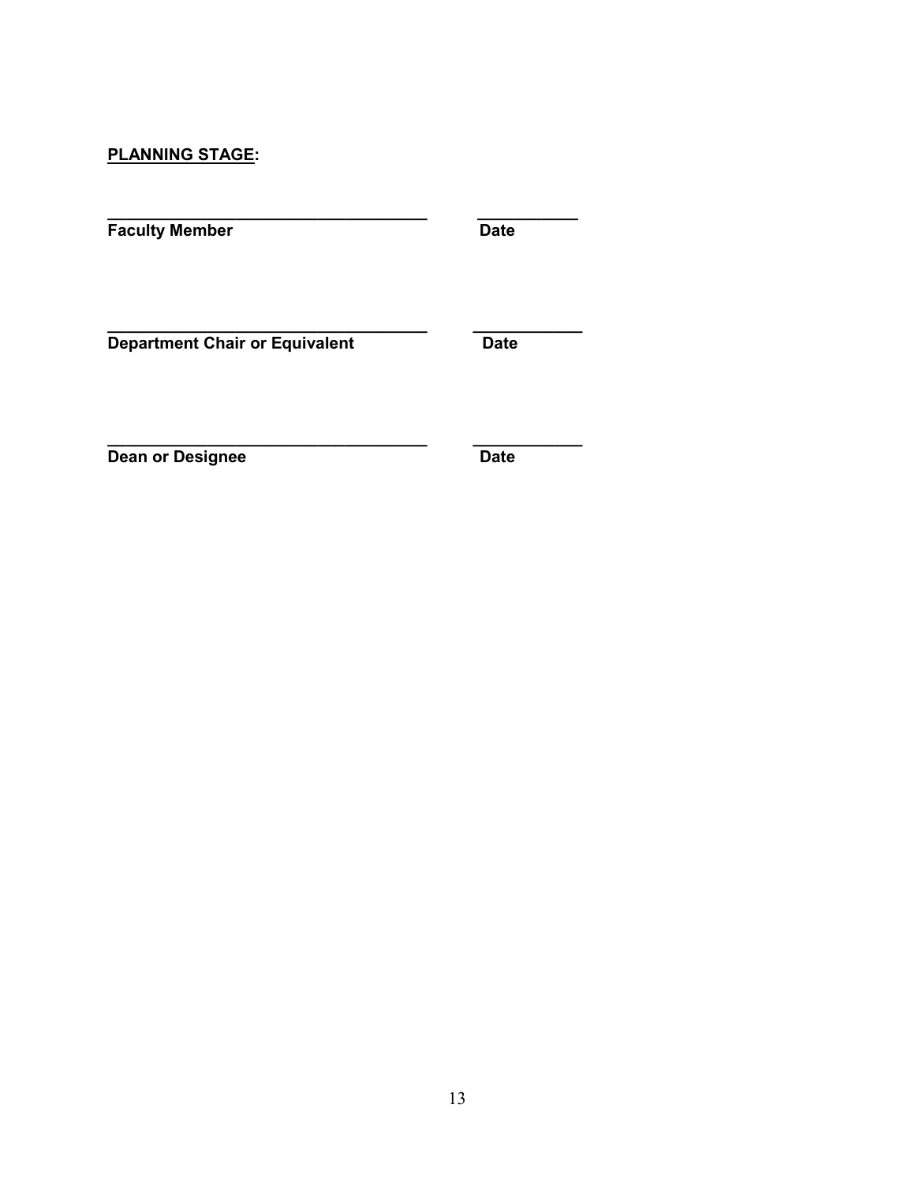**<u>PLANNING STAGE</u>:**

\_\_\_\_\_\_\_\_\_\_\_\_\_\_\_\_\_\_\_\_\_\_\_\_\_\_\_\_\_\_\_\_\_\_\_\_ \_\_\_\_\_\_\_\_\_\_\_
**Faculty Member** **Date**

\_\_\_\_\_\_\_\_\_\_\_\_\_\_\_\_\_\_\_\_\_\_\_\_\_\_\_\_\_\_\_\_\_\_\_\_ \_\_\_\_\_\_\_\_\_\_\_\_
**Department Chair or Equivalent** **Date**

\_\_\_\_\_\_\_\_\_\_\_\_\_\_\_\_\_\_\_\_\_\_\_\_\_\_\_\_\_\_\_\_\_\_\_\_ \_\_\_\_\_\_\_\_\_\_\_\_
**Dean or Designee** **Date**